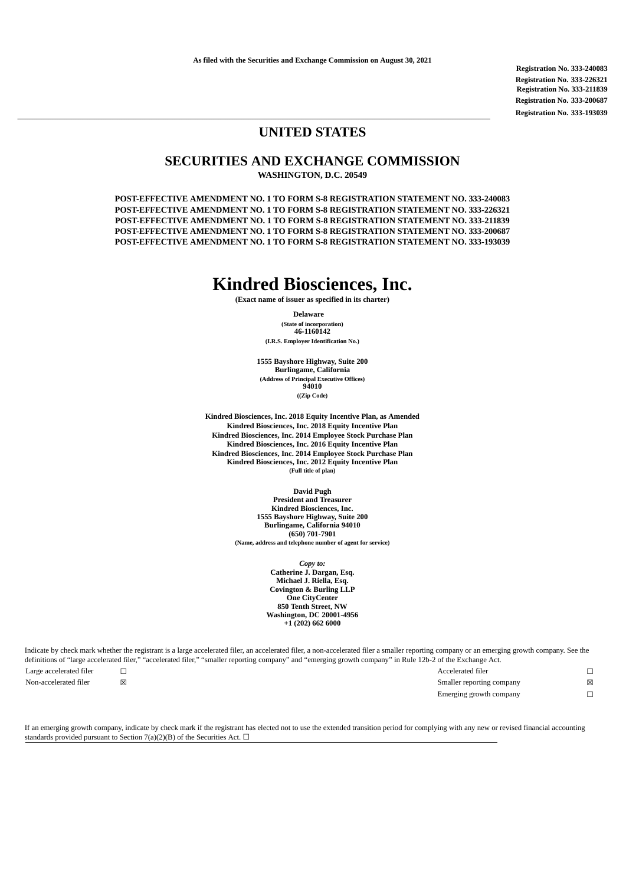As filed with the Securities and Exchange Commission on August 30, 2021

Registration No. 333-240083
Registration No. 333-226321
Registration No. 333-211839
Registration No. 333-200687
Registration No. 333-193039

# UNITED STATES

# SECURITIES AND EXCHANGE COMMISSION

**WASHINGTON, D.C. 20549**

**POST-EFFECTIVE AMENDMENT NO. 1 TO FORM S-8 REGISTRATION STATEMENT NO. 333-240083**
**POST-EFFECTIVE AMENDMENT NO. 1 TO FORM S-8 REGISTRATION STATEMENT NO. 333-226321**
**POST-EFFECTIVE AMENDMENT NO. 1 TO FORM S-8 REGISTRATION STATEMENT NO. 333-211839**
**POST-EFFECTIVE AMENDMENT NO. 1 TO FORM S-8 REGISTRATION STATEMENT NO. 333-200687**
**POST-EFFECTIVE AMENDMENT NO. 1 TO FORM S-8 REGISTRATION STATEMENT NO. 333-193039**

# Kindred Biosciences, Inc.

**(Exact name of issuer as specified in its charter)**

**Delaware**
(State of incorporation)
**46-1160142**
(I.R.S. Employer Identification No.)

**1555 Bayshore Highway, Suite 200**
**Burlingame, California**
(Address of Principal Executive Offices)
**94010**
((Zip Code)

**Kindred Biosciences, Inc. 2018 Equity Incentive Plan, as Amended**
**Kindred Biosciences, Inc. 2018 Equity Incentive Plan**
**Kindred Biosciences, Inc. 2014 Employee Stock Purchase Plan**
**Kindred Biosciences, Inc. 2016 Equity Incentive Plan**
**Kindred Biosciences, Inc. 2014 Employee Stock Purchase Plan**
**Kindred Biosciences, Inc. 2012 Equity Incentive Plan**
(Full title of plan)

**David Pugh**
**President and Treasurer**
**Kindred Biosciences, Inc.**
**1555 Bayshore Highway, Suite 200**
**Burlingame, California 94010**
**(650) 701-7901**
(Name, address and telephone number of agent for service)

*Copy to:*
**Catherine J. Dargan, Esq.**
**Michael J. Riella, Esq.**
**Covington & Burling LLP**
**One CityCenter**
**850 Tenth Street, NW**
**Washington, DC 20001-4956**
**+1 (202) 662 6000**

Indicate by check mark whether the registrant is a large accelerated filer, an accelerated filer, a non-accelerated filer a smaller reporting company or an emerging growth company. See the definitions of "large accelerated filer," "accelerated filer," "smaller reporting company" and "emerging growth company" in Rule 12b-2 of the Exchange Act.

| | | | |
|---|---|---|---|
| Large accelerated filer | ☐ | Accelerated filer | ☐ |
| Non-accelerated filer | ☒ | Smaller reporting company | ☒ |
| | | Emerging growth company | ☐ |

If an emerging growth company, indicate by check mark if the registrant has elected not to use the extended transition period for complying with any new or revised financial accounting standards provided pursuant to Section 7(a)(2)(B) of the Securities Act. ☐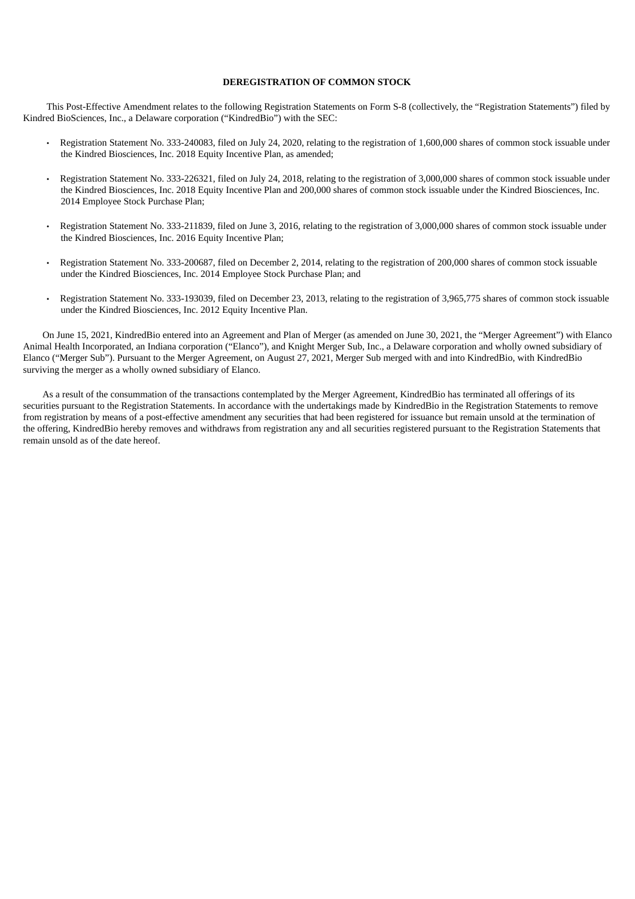## DEREGISTRATION OF COMMON STOCK

This Post-Effective Amendment relates to the following Registration Statements on Form S-8 (collectively, the "Registration Statements") filed by Kindred BioSciences, Inc., a Delaware corporation ("KindredBio") with the SEC:

- Registration Statement No. 333-240083, filed on July 24, 2020, relating to the registration of 1,600,000 shares of common stock issuable under the Kindred Biosciences, Inc. 2018 Equity Incentive Plan, as amended;
- Registration Statement No. 333-226321, filed on July 24, 2018, relating to the registration of 3,000,000 shares of common stock issuable under the Kindred Biosciences, Inc. 2018 Equity Incentive Plan and 200,000 shares of common stock issuable under the Kindred Biosciences, Inc. 2014 Employee Stock Purchase Plan;
- Registration Statement No. 333-211839, filed on June 3, 2016, relating to the registration of 3,000,000 shares of common stock issuable under the Kindred Biosciences, Inc. 2016 Equity Incentive Plan;
- Registration Statement No. 333-200687, filed on December 2, 2014, relating to the registration of 200,000 shares of common stock issuable under the Kindred Biosciences, Inc. 2014 Employee Stock Purchase Plan; and
- Registration Statement No. 333-193039, filed on December 23, 2013, relating to the registration of 3,965,775 shares of common stock issuable under the Kindred Biosciences, Inc. 2012 Equity Incentive Plan.

On June 15, 2021, KindredBio entered into an Agreement and Plan of Merger (as amended on June 30, 2021, the "Merger Agreement") with Elanco Animal Health Incorporated, an Indiana corporation ("Elanco"), and Knight Merger Sub, Inc., a Delaware corporation and wholly owned subsidiary of Elanco ("Merger Sub"). Pursuant to the Merger Agreement, on August 27, 2021, Merger Sub merged with and into KindredBio, with KindredBio surviving the merger as a wholly owned subsidiary of Elanco.

As a result of the consummation of the transactions contemplated by the Merger Agreement, KindredBio has terminated all offerings of its securities pursuant to the Registration Statements. In accordance with the undertakings made by KindredBio in the Registration Statements to remove from registration by means of a post-effective amendment any securities that had been registered for issuance but remain unsold at the termination of the offering, KindredBio hereby removes and withdraws from registration any and all securities registered pursuant to the Registration Statements that remain unsold as of the date hereof.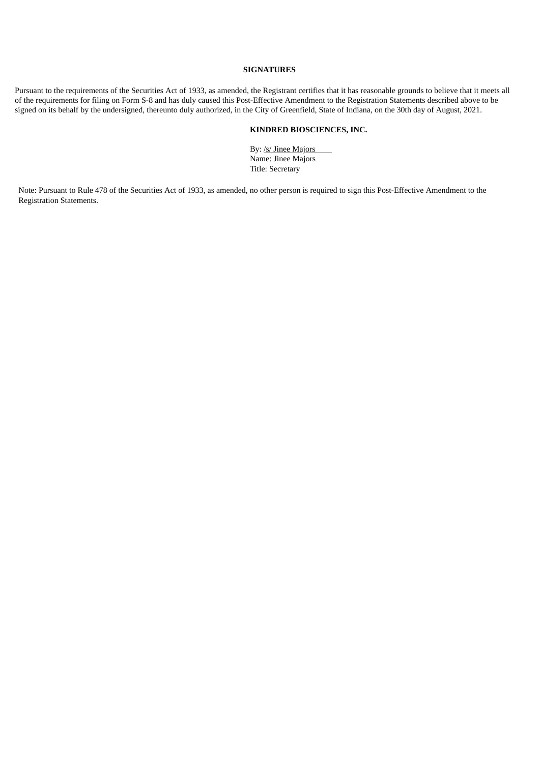**SIGNATURES**

Pursuant to the requirements of the Securities Act of 1933, as amended, the Registrant certifies that it has reasonable grounds to believe that it meets all of the requirements for filing on Form S-8 and has duly caused this Post-Effective Amendment to the Registration Statements described above to be signed on its behalf by the undersigned, thereunto duly authorized, in the City of Greenfield, State of Indiana, on the 30th day of August, 2021.

**KINDRED BIOSCIENCES, INC.**

By: /s/ Jinee Majors
Name: Jinee Majors
Title: Secretary

Note: Pursuant to Rule 478 of the Securities Act of 1933, as amended, no other person is required to sign this Post-Effective Amendment to the Registration Statements.